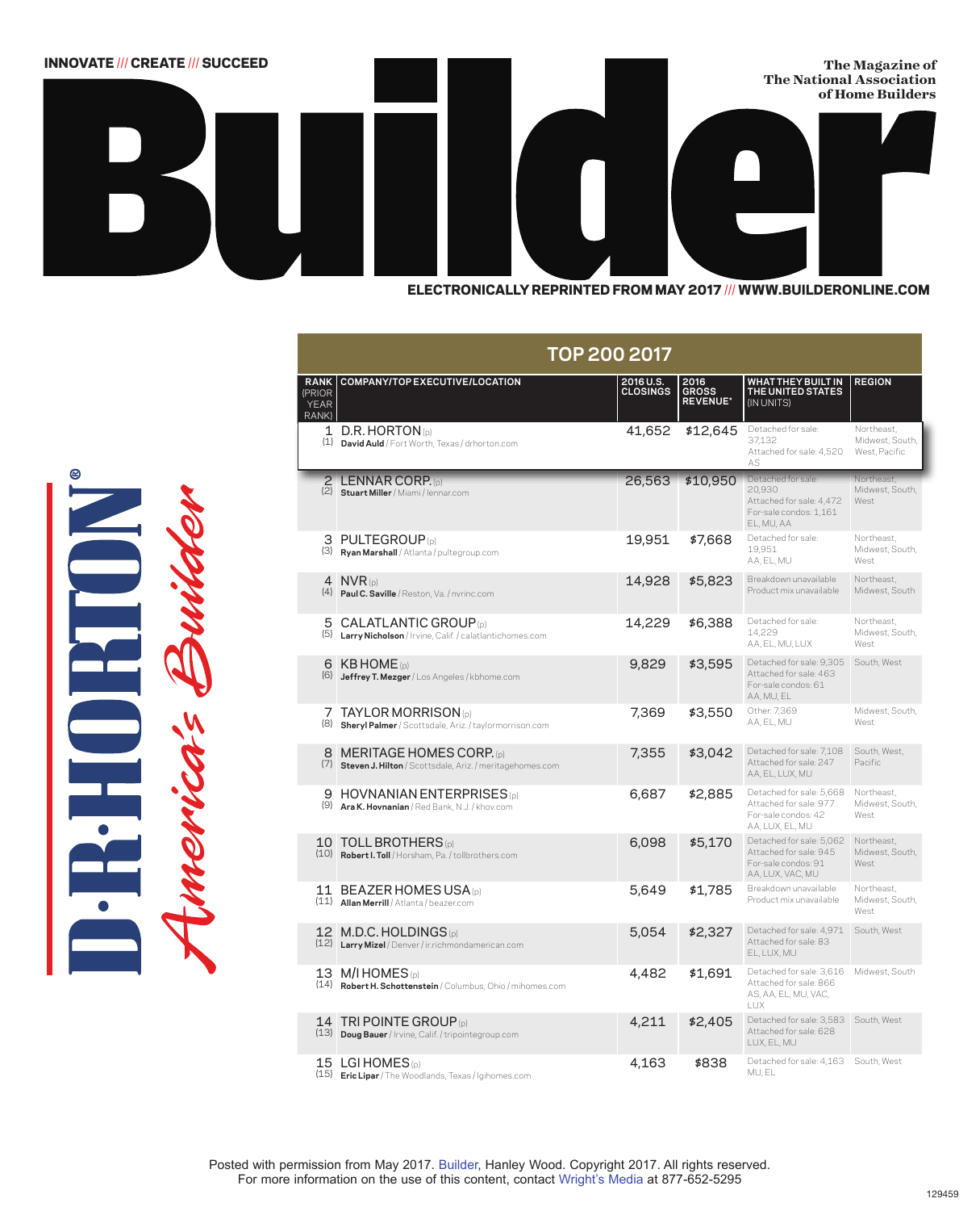INNOVATE /// CREATE /// SUCCEED

# Builder

The Magazine of The National Association of Home Builders

ELECTRONICALLY REPRINTED FROM MAY 2017 /// WWW.BUILDERONLINE.COM

D·R·HORTON® America's Builder

## TOP 200 2017

| RANK (PRIOR YEAR RANK) | COMPANY/TOP EXECUTIVE/LOCATION | 2016 U.S. CLOSINGS | 2016 GROSS REVENUE* | WHAT THEY BUILT IN THE UNITED STATES (IN UNITS) | REGION |
|---|---|---|---|---|---|
| 1 (1) | D.R. HORTON (p) **David Auld** / Fort Worth, Texas / drhorton.com | 41,652 | $12,645 | Detached for sale: 37,132 Attached for sale: 4,520 AS | Northeast, Midwest, South, West, Pacific |
| 2 (2) | LENNAR CORP. (p) **Stuart Miller** / Miami / lennar.com | 26,563 | $10,950 | Detached for sale: 20,930 Attached for sale: 4,472 For-sale condos: 1,161 EL, MU, AA | Northeast, Midwest, South, West |
| 3 (3) | PULTEGROUP (p) **Ryan Marshall** / Atlanta / pultegroup.com | 19,951 | $7,668 | Detached for sale: 19,951 AA, EL, MU | Northeast, Midwest, South, West |
| 4 (4) | NVR (p) **Paul C. Saville** / Reston, Va. / nvrinc.com | 14,928 | $5,823 | Breakdown unavailable Product mix unavailable | Northeast, Midwest, South |
| 5 (5) | CALATLANTIC GROUP (p) **Larry Nicholson** / Irvine, Calif. / calatlantichomes.com | 14,229 | $6,388 | Detached for sale: 14,229 AA, EL, MU, LUX | Northeast, Midwest, South, West |
| 6 (6) | KB HOME (p) **Jeffrey T. Mezger** / Los Angeles / kbhome.com | 9,829 | $3,595 | Detached for sale: 9,305 Attached for sale: 463 For-sale condos: 61 AA, MU, EL | South, West |
| 7 (8) | TAYLOR MORRISON (p) **Sheryl Palmer** / Scottsdale, Ariz. / taylormorrison.com | 7,369 | $3,550 | Other: 7,369 AA, EL, MU | Midwest, South, West |
| 8 (7) | MERITAGE HOMES CORP. (p) **Steven J. Hilton** / Scottsdale, Ariz. / meritagehomes.com | 7,355 | $3,042 | Detached for sale: 7,108 Attached for sale: 247 AA, EL, LUX, MU | South, West, Pacific |
| 9 (9) | HOVNANIAN ENTERPRISES (p) **Ara K. Hovnanian** / Red Bank, N.J. / khov.com | 6,687 | $2,885 | Detached for sale: 5,668 Attached for sale: 977 For-sale condos: 42 AA, LUX, EL, MU | Northeast, Midwest, South, West |
| 10 (10) | TOLL BROTHERS (p) **Robert I. Toll** / Horsham, Pa. / tollbrothers.com | 6,098 | $5,170 | Detached for sale: 5,062 Attached for sale: 945 For-sale condos: 91 AA, LUX, VAC, MU | Northeast, Midwest, South, West |
| 11 (11) | BEAZER HOMES USA (p) **Allan Merrill** / Atlanta / beazer.com | 5,649 | $1,785 | Breakdown unavailable Product mix unavailable | Northeast, Midwest, South, West |
| 12 (12) | M.D.C. HOLDINGS (p) **Larry Mizel** / Denver / ir.richmondamerican.com | 5,054 | $2,327 | Detached for sale: 4,971 Attached for sale: 83 EL, LUX, MU | South, West |
| 13 (14) | M/I HOMES (p) **Robert H. Schottenstein** / Columbus, Ohio / mihomes.com | 4,482 | $1,691 | Detached for sale: 3,616 Attached for sale: 866 AS, AA, EL, MU, VAC, LUX | Midwest, South |
| 14 (13) | TRI POINTE GROUP (p) **Doug Bauer** / Irvine, Calif. / tripointegroup.com | 4,211 | $2,405 | Detached for sale: 3,583 Attached for sale: 628 LUX, EL, MU | South, West |
| 15 (15) | LGI HOMES (p) **Eric Lipar** / The Woodlands, Texas / lgihomes.com | 4,163 | $838 | Detached for sale: 4,163 MU, EL | South, West |

Posted with permission from May 2017. Builder, Hanley Wood. Copyright 2017. All rights reserved.
For more information on the use of this content, contact Wright's Media at 877-652-5295

129459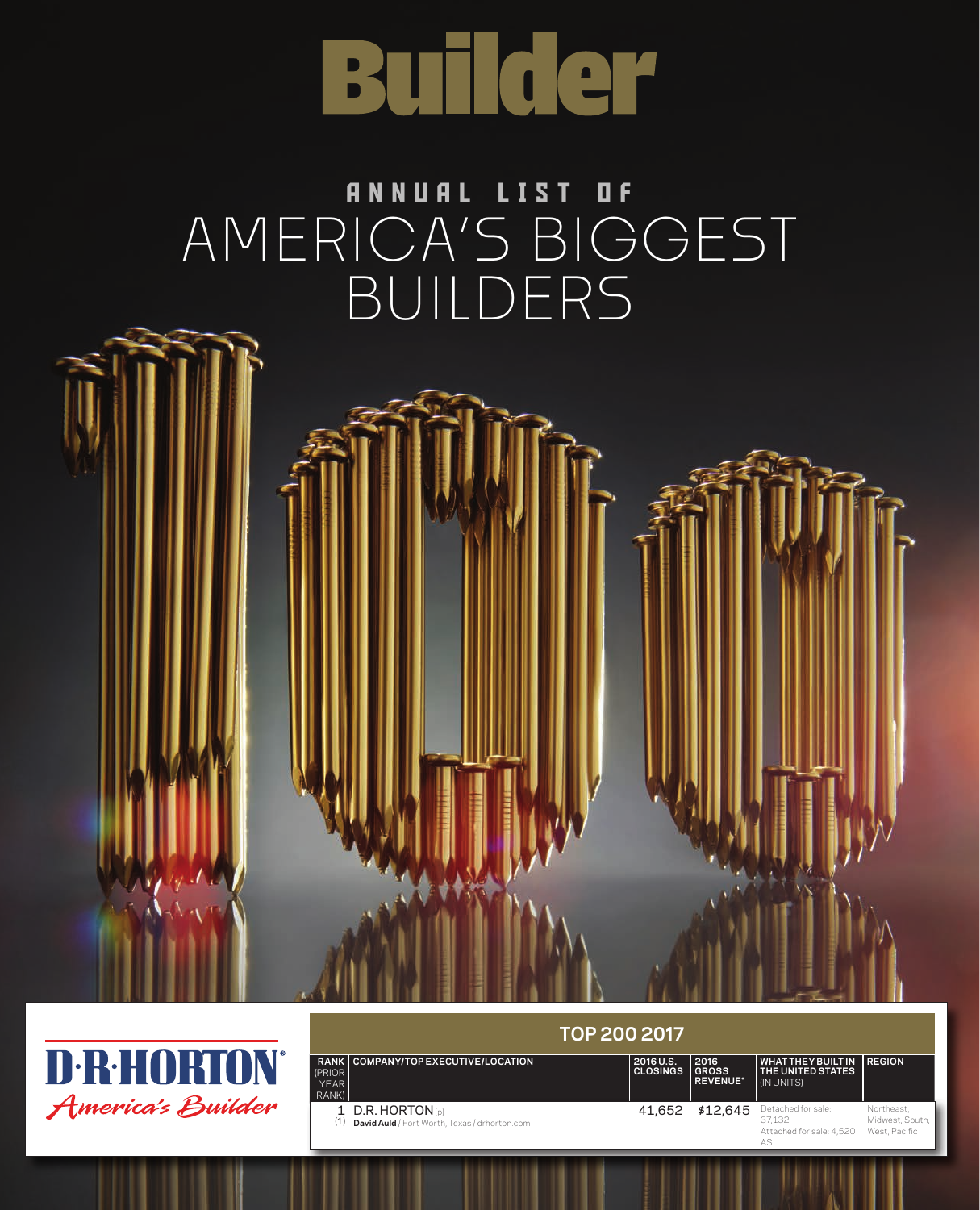# Builder

## ANNUAL LIST OF

# AMERICA'S BIGGEST BUILDERS

D·R·HORTON®
America's Builder

## TOP 200 2017

| RANK (PRIOR YEAR RANK) | COMPANY/TOP EXECUTIVE/LOCATION | 2016 U.S. CLOSINGS | 2016 GROSS REVENUE* | WHAT THEY BUILT IN THE UNITED STATES (IN UNITS) | REGION |
|---|---|---|---|---|---|
| 1 (1) | D.R. HORTON (p) **David Auld** / Fort Worth, Texas / drhorton.com | 41,652 | $12,645 | Detached for sale: 37,132 Attached for sale: 4,520 AS | Northeast, Midwest, South, West, Pacific |